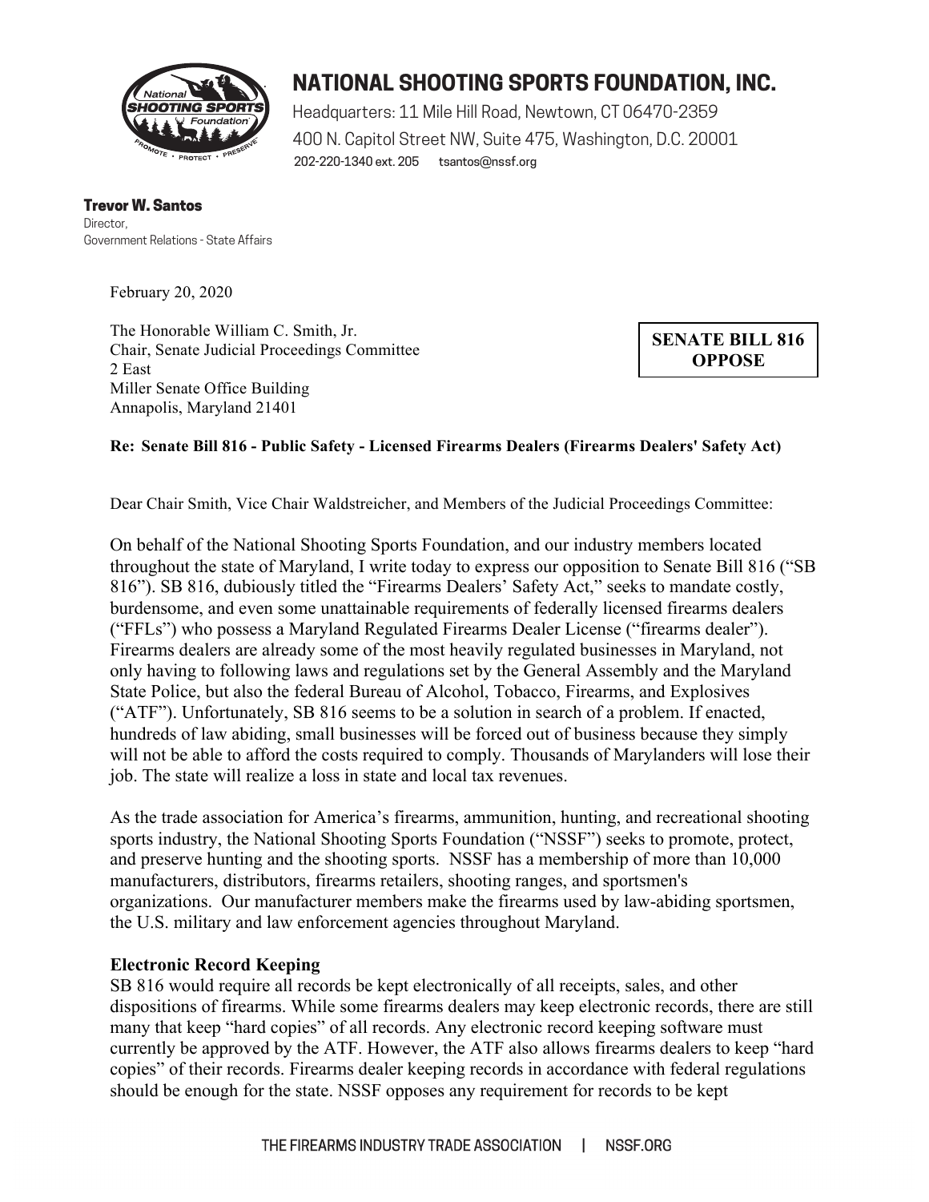# NATIONAL SHOOTING SPORTS FOUNDATION, INC.

Headquarters: 11 Mile Hill Road, Newtown, CT 06470-2359
400 N. Capitol Street NW, Suite 475, Washington, D.C. 20001
202-220-1340 ext. 205 tsantos@nssf.org

**Trevor W. Santos**
Director,
Government Relations - State Affairs

February 20, 2020

The Honorable William C. Smith, Jr.
Chair, Senate Judicial Proceedings Committee
2 East
Miller Senate Office Building
Annapolis, Maryland 21401

**SENATE BILL 816**
**OPPOSE**

**Re: Senate Bill 816 - Public Safety - Licensed Firearms Dealers (Firearms Dealers' Safety Act)**

Dear Chair Smith, Vice Chair Waldstreicher, and Members of the Judicial Proceedings Committee:

On behalf of the National Shooting Sports Foundation, and our industry members located throughout the state of Maryland, I write today to express our opposition to Senate Bill 816 ("SB 816"). SB 816, dubiously titled the "Firearms Dealers' Safety Act," seeks to mandate costly, burdensome, and even some unattainable requirements of federally licensed firearms dealers ("FFLs") who possess a Maryland Regulated Firearms Dealer License ("firearms dealer"). Firearms dealers are already some of the most heavily regulated businesses in Maryland, not only having to following laws and regulations set by the General Assembly and the Maryland State Police, but also the federal Bureau of Alcohol, Tobacco, Firearms, and Explosives ("ATF"). Unfortunately, SB 816 seems to be a solution in search of a problem. If enacted, hundreds of law abiding, small businesses will be forced out of business because they simply will not be able to afford the costs required to comply. Thousands of Marylanders will lose their job. The state will realize a loss in state and local tax revenues.

As the trade association for America's firearms, ammunition, hunting, and recreational shooting sports industry, the National Shooting Sports Foundation ("NSSF") seeks to promote, protect, and preserve hunting and the shooting sports. NSSF has a membership of more than 10,000 manufacturers, distributors, firearms retailers, shooting ranges, and sportsmen's organizations. Our manufacturer members make the firearms used by law-abiding sportsmen, the U.S. military and law enforcement agencies throughout Maryland.

**Electronic Record Keeping**

SB 816 would require all records be kept electronically of all receipts, sales, and other dispositions of firearms. While some firearms dealers may keep electronic records, there are still many that keep "hard copies" of all records. Any electronic record keeping software must currently be approved by the ATF. However, the ATF also allows firearms dealers to keep "hard copies" of their records. Firearms dealer keeping records in accordance with federal regulations should be enough for the state. NSSF opposes any requirement for records to be kept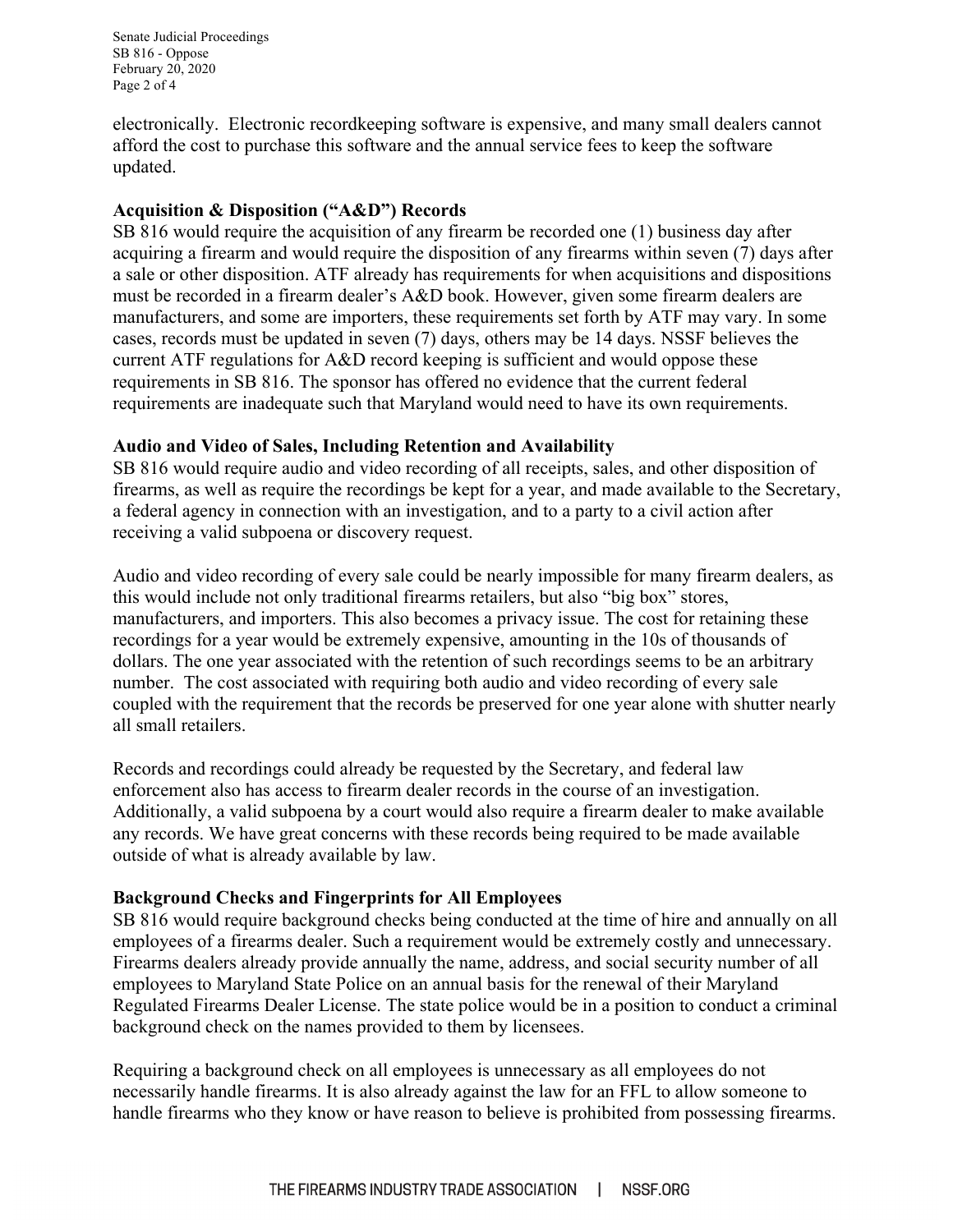electronically. Electronic recordkeeping software is expensive, and many small dealers cannot afford the cost to purchase this software and the annual service fees to keep the software updated.

**Acquisition & Disposition ("A&D") Records**

SB 816 would require the acquisition of any firearm be recorded one (1) business day after acquiring a firearm and would require the disposition of any firearms within seven (7) days after a sale or other disposition. ATF already has requirements for when acquisitions and dispositions must be recorded in a firearm dealer's A&D book. However, given some firearm dealers are manufacturers, and some are importers, these requirements set forth by ATF may vary. In some cases, records must be updated in seven (7) days, others may be 14 days. NSSF believes the current ATF regulations for A&D record keeping is sufficient and would oppose these requirements in SB 816. The sponsor has offered no evidence that the current federal requirements are inadequate such that Maryland would need to have its own requirements.

**Audio and Video of Sales, Including Retention and Availability**

SB 816 would require audio and video recording of all receipts, sales, and other disposition of firearms, as well as require the recordings be kept for a year, and made available to the Secretary, a federal agency in connection with an investigation, and to a party to a civil action after receiving a valid subpoena or discovery request.

Audio and video recording of every sale could be nearly impossible for many firearm dealers, as this would include not only traditional firearms retailers, but also "big box" stores, manufacturers, and importers. This also becomes a privacy issue. The cost for retaining these recordings for a year would be extremely expensive, amounting in the 10s of thousands of dollars. The one year associated with the retention of such recordings seems to be an arbitrary number. The cost associated with requiring both audio and video recording of every sale coupled with the requirement that the records be preserved for one year alone with shutter nearly all small retailers.

Records and recordings could already be requested by the Secretary, and federal law enforcement also has access to firearm dealer records in the course of an investigation. Additionally, a valid subpoena by a court would also require a firearm dealer to make available any records. We have great concerns with these records being required to be made available outside of what is already available by law.

**Background Checks and Fingerprints for All Employees**

SB 816 would require background checks being conducted at the time of hire and annually on all employees of a firearms dealer. Such a requirement would be extremely costly and unnecessary. Firearms dealers already provide annually the name, address, and social security number of all employees to Maryland State Police on an annual basis for the renewal of their Maryland Regulated Firearms Dealer License. The state police would be in a position to conduct a criminal background check on the names provided to them by licensees.

Requiring a background check on all employees is unnecessary as all employees do not necessarily handle firearms. It is also already against the law for an FFL to allow someone to handle firearms who they know or have reason to believe is prohibited from possessing firearms.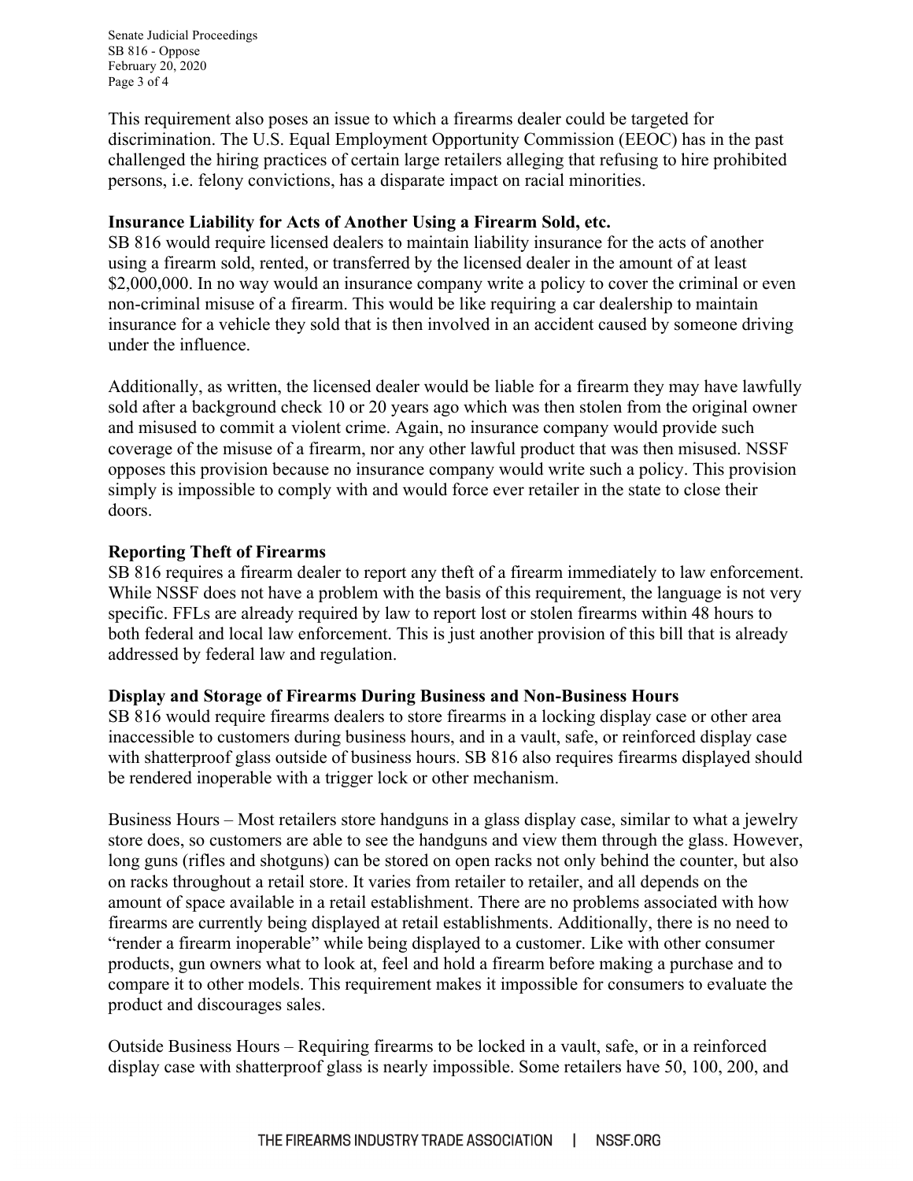This requirement also poses an issue to which a firearms dealer could be targeted for discrimination. The U.S. Equal Employment Opportunity Commission (EEOC) has in the past challenged the hiring practices of certain large retailers alleging that refusing to hire prohibited persons, i.e. felony convictions, has a disparate impact on racial minorities.

**Insurance Liability for Acts of Another Using a Firearm Sold, etc.**
SB 816 would require licensed dealers to maintain liability insurance for the acts of another using a firearm sold, rented, or transferred by the licensed dealer in the amount of at least $2,000,000. In no way would an insurance company write a policy to cover the criminal or even non-criminal misuse of a firearm. This would be like requiring a car dealership to maintain insurance for a vehicle they sold that is then involved in an accident caused by someone driving under the influence.

Additionally, as written, the licensed dealer would be liable for a firearm they may have lawfully sold after a background check 10 or 20 years ago which was then stolen from the original owner and misused to commit a violent crime. Again, no insurance company would provide such coverage of the misuse of a firearm, nor any other lawful product that was then misused. NSSF opposes this provision because no insurance company would write such a policy. This provision simply is impossible to comply with and would force ever retailer in the state to close their doors.

**Reporting Theft of Firearms**
SB 816 requires a firearm dealer to report any theft of a firearm immediately to law enforcement. While NSSF does not have a problem with the basis of this requirement, the language is not very specific. FFLs are already required by law to report lost or stolen firearms within 48 hours to both federal and local law enforcement. This is just another provision of this bill that is already addressed by federal law and regulation.

**Display and Storage of Firearms During Business and Non-Business Hours**
SB 816 would require firearms dealers to store firearms in a locking display case or other area inaccessible to customers during business hours, and in a vault, safe, or reinforced display case with shatterproof glass outside of business hours. SB 816 also requires firearms displayed should be rendered inoperable with a trigger lock or other mechanism.

Business Hours – Most retailers store handguns in a glass display case, similar to what a jewelry store does, so customers are able to see the handguns and view them through the glass. However, long guns (rifles and shotguns) can be stored on open racks not only behind the counter, but also on racks throughout a retail store. It varies from retailer to retailer, and all depends on the amount of space available in a retail establishment. There are no problems associated with how firearms are currently being displayed at retail establishments. Additionally, there is no need to "render a firearm inoperable" while being displayed to a customer. Like with other consumer products, gun owners what to look at, feel and hold a firearm before making a purchase and to compare it to other models. This requirement makes it impossible for consumers to evaluate the product and discourages sales.

Outside Business Hours – Requiring firearms to be locked in a vault, safe, or in a reinforced display case with shatterproof glass is nearly impossible. Some retailers have 50, 100, 200, and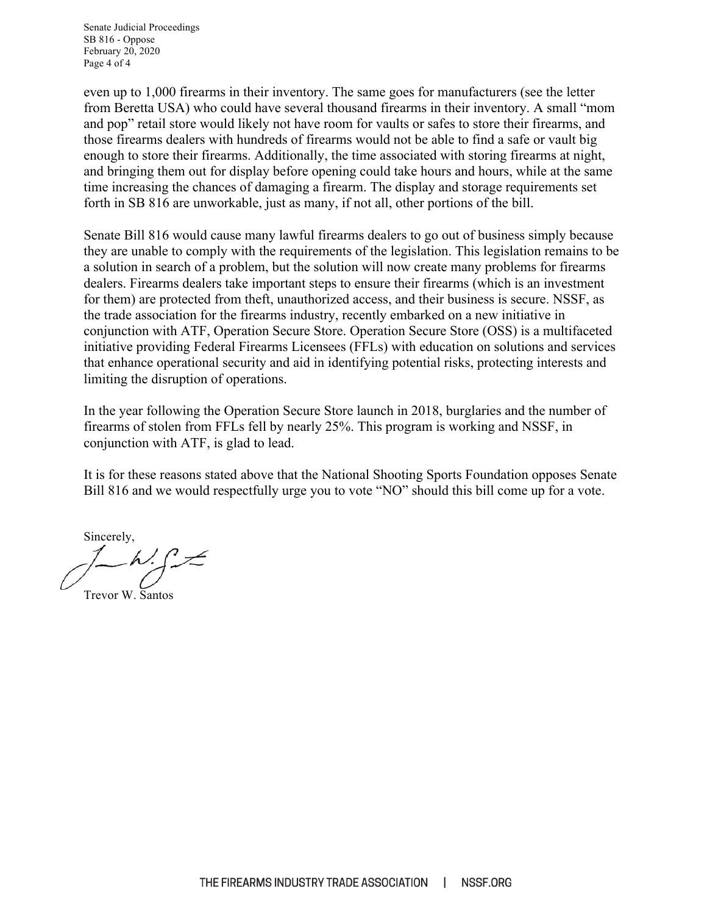even up to 1,000 firearms in their inventory. The same goes for manufacturers (see the letter from Beretta USA) who could have several thousand firearms in their inventory. A small "mom and pop" retail store would likely not have room for vaults or safes to store their firearms, and those firearms dealers with hundreds of firearms would not be able to find a safe or vault big enough to store their firearms. Additionally, the time associated with storing firearms at night, and bringing them out for display before opening could take hours and hours, while at the same time increasing the chances of damaging a firearm. The display and storage requirements set forth in SB 816 are unworkable, just as many, if not all, other portions of the bill.

Senate Bill 816 would cause many lawful firearms dealers to go out of business simply because they are unable to comply with the requirements of the legislation. This legislation remains to be a solution in search of a problem, but the solution will now create many problems for firearms dealers. Firearms dealers take important steps to ensure their firearms (which is an investment for them) are protected from theft, unauthorized access, and their business is secure. NSSF, as the trade association for the firearms industry, recently embarked on a new initiative in conjunction with ATF, Operation Secure Store. Operation Secure Store (OSS) is a multifaceted initiative providing Federal Firearms Licensees (FFLs) with education on solutions and services that enhance operational security and aid in identifying potential risks, protecting interests and limiting the disruption of operations.

In the year following the Operation Secure Store launch in 2018, burglaries and the number of firearms of stolen from FFLs fell by nearly 25%. This program is working and NSSF, in conjunction with ATF, is glad to lead.

It is for these reasons stated above that the National Shooting Sports Foundation opposes Senate Bill 816 and we would respectfully urge you to vote "NO" should this bill come up for a vote.

Sincerely,

Trevor W. Santos